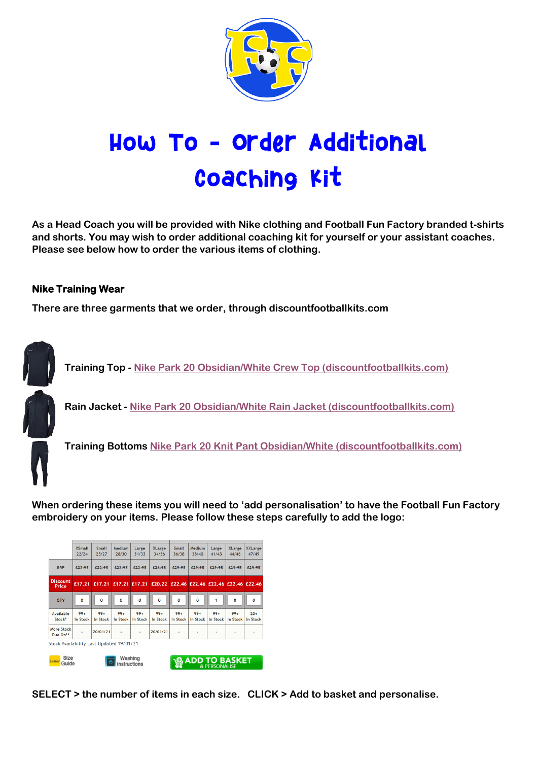# How To - Order Additional Coaching Kit

**As a Head Coach you will be provided with Nike clothing and Football Fun Factory branded t-shirts and shorts. You may wish to order additional coaching kit for yourself or your assistant coaches. Please see below how to order the various items of clothing.**

**Nike Training Wear**

**There are three garments that we order, through discountfootballkits.com**

**Training Top -** Nike Park 20 Obsidian/White Crew Top (discountfootballkits.com)

**Rain Jacket -** Nike Park 20 Obsidian/White Rain Jacket (discountfootballkits.com)

**Training Bottoms** Nike Park 20 Knit Pant Obsidian/White (discountfootballkits.com)

**When ordering these items you will need to 'add personalisation' to have the Football Fun Factory embroidery on your items. Please follow these steps carefully to add the logo:**

| | XSmall 22/24 | Small 25/27 | Medium 28/30 | Large 31/33 | XLarge 34/36 | Small 36/38 | Medium 38/40 | Large 41/43 | XLarge 44/46 | XXLarge 47/49 |
|---|---|---|---|---|---|---|---|---|---|---|
| RRP | £22.95 | £22.95 | £22.95 | £22.95 | £26.95 | £29.95 | £29.95 | £29.95 | £29.95 | £29.95 |
| Discount Price | £17.21 | £17.21 | £17.21 | £17.21 | £20.22 | £22.46 | £22.46 | £22.46 | £22.46 | £22.46 |
| QTY | 0 | 0 | 0 | 0 | 0 | 0 | 0 | 1 | 0 | 0 |
| Available Stock* | 99+ In Stock | 99+ In Stock | 99+ In Stock | 99+ In Stock | 99+ In Stock | 99+ In Stock | 99+ In Stock | 99+ In Stock | 99+ In Stock | 20+ In Stock |
| More Stock Due On** | - | 20/01/21 | - | - | 20/01/21 | - | - | - | - | - |

Stock Availability Last Updated 19/01/21

Size Guide | Washing Instructions | ADD TO BASKET & PERSONALISE

**SELECT > the number of items in each size. CLICK > Add to basket and personalise.**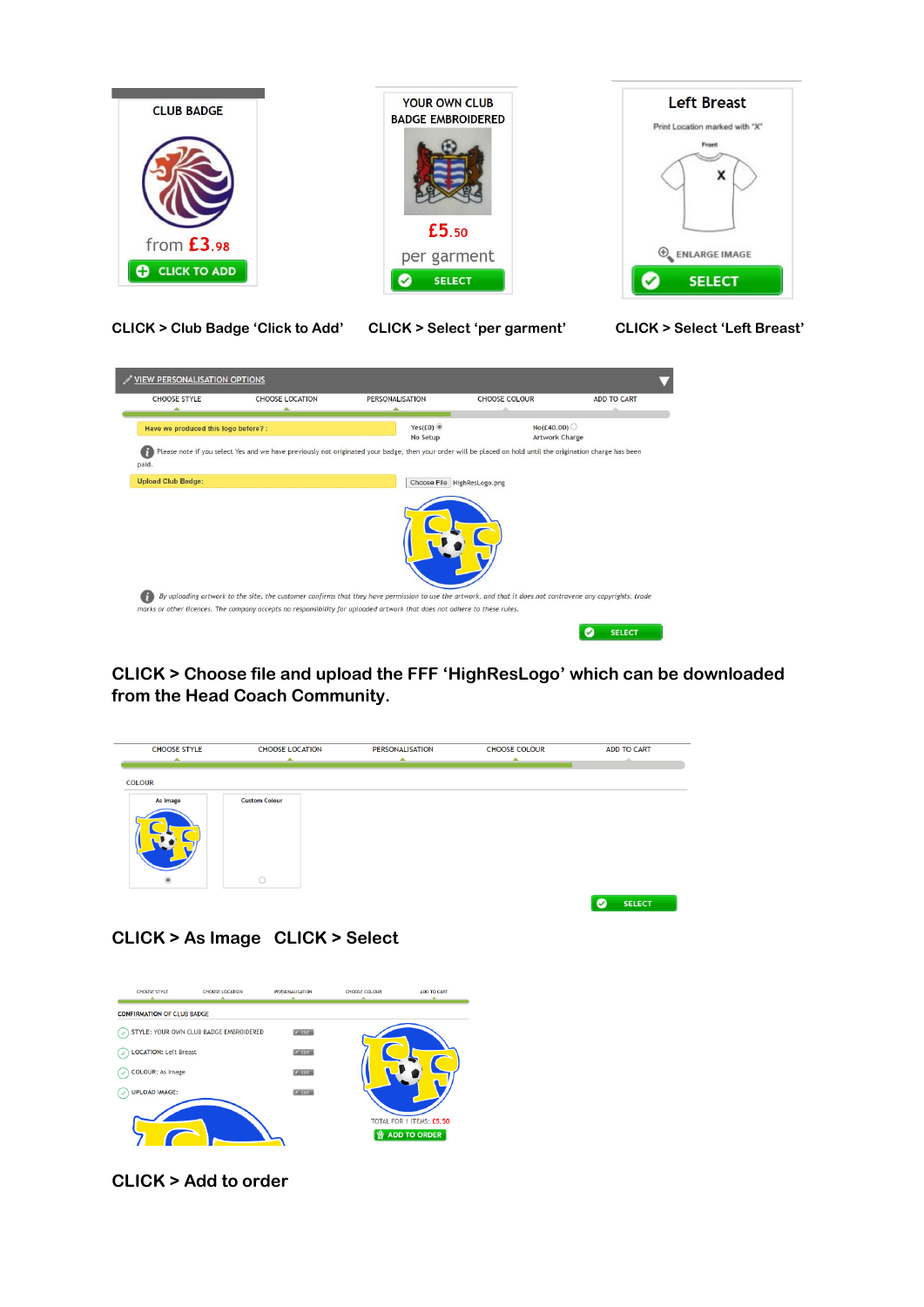CLUB BADGE

from £3.98

CLICK TO ADD

YOUR OWN CLUB BADGE EMBROIDERED

£5.50 per garment

SELECT

Left Breast

Print Location marked with "X"

Front

ENLARGE IMAGE

SELECT

**CLICK > Club Badge 'Click to Add'** **CLICK > Select 'per garment'** **CLICK > Select 'Left Breast'**

VIEW PERSONALISATION OPTIONS

CHOOSE STYLE | CHOOSE LOCATION | PERSONALISATION | CHOOSE COLOUR | ADD TO CART

Have we produced this logo before? : Yes(£0) No Setup | No(£40.00) Artwork Charge

Please note if you select Yes and we have previously not originated your badge, then your order will be placed on hold until the origination charge has been paid.

Upload Club Badge: Choose File HighResLogo.png

*By uploading artwork to the site, the customer confirms that they have permission to use the artwork, and that it does not controvene any copyrights, trade marks or other licences. The company accepts no responsibility for uploaded artwork that does not adhere to these rules.*

SELECT

**CLICK > Choose file and upload the FFF 'HighResLogo' which can be downloaded from the Head Coach Community.**

CHOOSE STYLE | CHOOSE LOCATION | PERSONALISATION | CHOOSE COLOUR | ADD TO CART

COLOUR

As Image | Custom Colour

SELECT

**CLICK > As Image CLICK > Select**

CHOOSE STYLE | CHOOSE LOCATION | PERSONALISATION | CHOOSE COLOUR | ADD TO CART

CONFIRMATION OF CLUB BADGE

- STYLE: YOUR OWN CLUB BADGE EMBROIDERED
- LOCATION: Left Breast
- COLOUR: As Image
- UPLOAD IMAGE:

TOTAL FOR 1 ITEMS: £5.50

ADD TO ORDER

**CLICK > Add to order**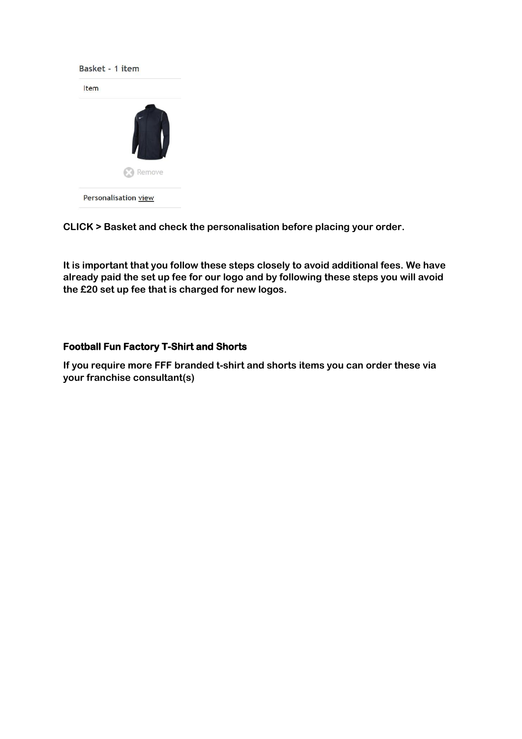Basket - 1 item

Item

Remove

Personalisation view

**CLICK > Basket and check the personalisation before placing your order.**

**It is important that you follow these steps closely to avoid additional fees. We have already paid the set up fee for our logo and by following these steps you will avoid the £20 set up fee that is charged for new logos.**

### Football Fun Factory T-Shirt and Shorts

**If you require more FFF branded t-shirt and shorts items you can order these via your franchise consultant(s)**